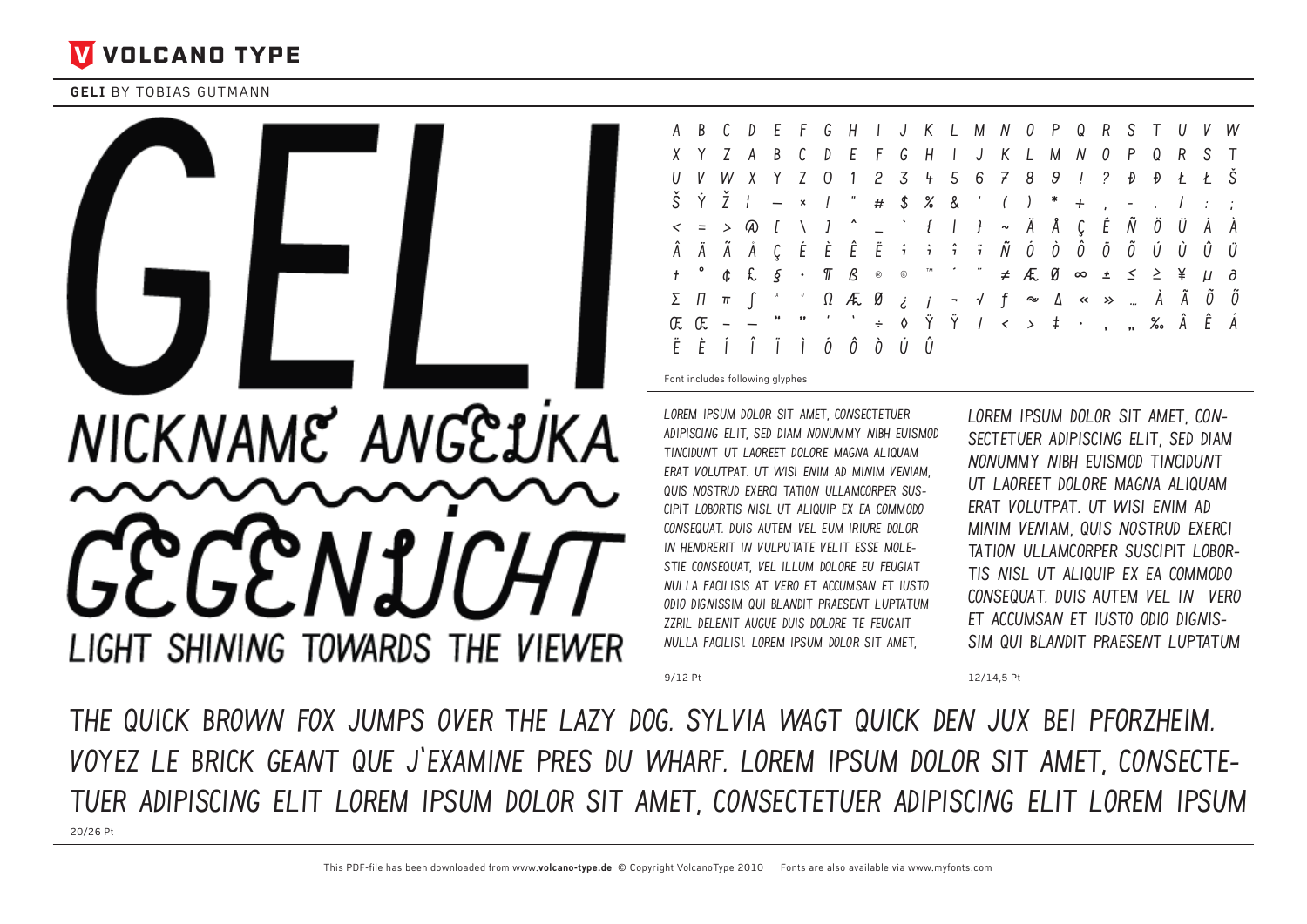# VOLCANO TYPE

**GELI** BY TOBIAS GUTMANN

# GELI

NICKNAME ANGELIKA

GEGENLICHT

LIGHT SHINING TOWARDS THE VIEWER

A B C D E F G H I J K L M N O P Q R S T U V W
X Y Z A B C D E F G H I J K L M N O P Q R S T
U V W X Y Z 0 1 2 3 4 5 6 7 8 9 ! ? Ð Đ Ł Ł Š
Š Ý Ž ¦ — × ! " # $ % & ' ( ) * + , - . / : ;
< = > @ [ \ ] ^ _ ` { | } ~ Ä Å Ç É Ñ Ö Ü Á À
Â Ä Ã Å Ç É È Ê Ë í ì î ï Ñ Ó Ò Ô Ö Õ Ú Ù Û Ü
† ° ¢ £ § • ¶ ß ® © ™ ´ ¨ ≠ Æ Ø ∞ ± ≤ ≥ ¥ µ ∂
Σ Π π ∫ ª º Ω Æ Ø ¿ ¡ ¬ √ ƒ ≈ Δ « » … À Ã Õ Õ
Œ Œ – — " " ' ' ÷ ◊ Ÿ Ÿ / ‹ › ‡ · ‚ „ ‰ Â Ê Á
Ë È Í Î Ï Ì Ó Ô Ò Ú Û

Font includes following glyphs

LOREM IPSUM DOLOR SIT AMET, CONSECTETUER ADIPISCING ELIT, SED DIAM NONUMMY NIBH EUISMOD TINCIDUNT UT LAOREET DOLORE MAGNA ALIQUAM ERAT VOLUTPAT. UT WISI ENIM AD MINIM VENIAM, QUIS NOSTRUD EXERCI TATION ULLAMCORPER SUSCIPIT LOBORTIS NISL UT ALIQUIP EX EA COMMODO CONSEQUAT. DUIS AUTEM VEL EUM IRIURE DOLOR IN HENDRERIT IN VULPUTATE VELIT ESSE MOLESTIE CONSEQUAT, VEL ILLUM DOLORE EU FEUGIAT NULLA FACILISIS AT VERO ET ACCUMSAN ET IUSTO ODIO DIGNISSIM QUI BLANDIT PRAESENT LUPTATUM ZZRIL DELENIT AUGUE DUIS DOLORE TE FEUGAIT NULLA FACILISI. LOREM IPSUM DOLOR SIT AMET,

9/12 Pt

LOREM IPSUM DOLOR SIT AMET, CONSECTETUER ADIPISCING ELIT, SED DIAM NONUMMY NIBH EUISMOD TINCIDUNT UT LAOREET DOLORE MAGNA ALIQUAM ERAT VOLUTPAT. UT WISI ENIM AD MINIM VENIAM, QUIS NOSTRUD EXERCI TATION ULLAMCORPER SUSCIPIT LOBORTIS NISL UT ALIQUIP EX EA COMMODO CONSEQUAT. DUIS AUTEM VEL IN VERO ET ACCUMSAN ET IUSTO ODIO DIGNISSIM QUI BLANDIT PRAESENT LUPTATUM

12/14,5 Pt

THE QUICK BROWN FOX JUMPS OVER THE LAZY DOG. SYLVIA WAGT QUICK DEN JUX BEI PFORZHEIM. VOYEZ LE BRICK GEANT QUE J'EXAMINE PRES DU WHARF. LOREM IPSUM DOLOR SIT AMET, CONSECTETUER ADIPISCING ELIT LOREM IPSUM DOLOR SIT AMET, CONSECTETUER ADIPISCING ELIT LOREM IPSUM

20/26 Pt

This PDF-file has been downloaded from www.**volcano-type.de** © Copyright VolcanoType 2010 Fonts are also available via www.myfonts.com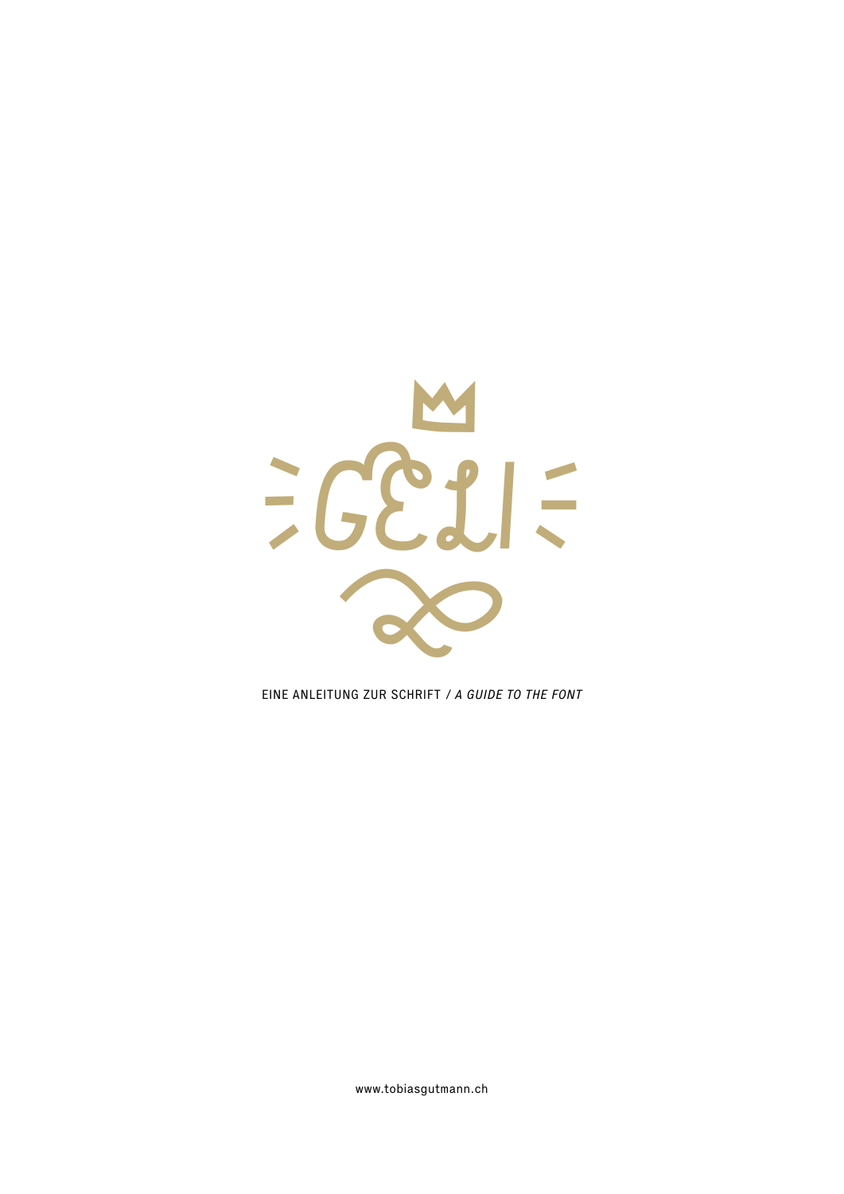# GELI

EINE ANLEITUNG ZUR SCHRIFT / *A GUIDE TO THE FONT*

www.tobiasgutmann.ch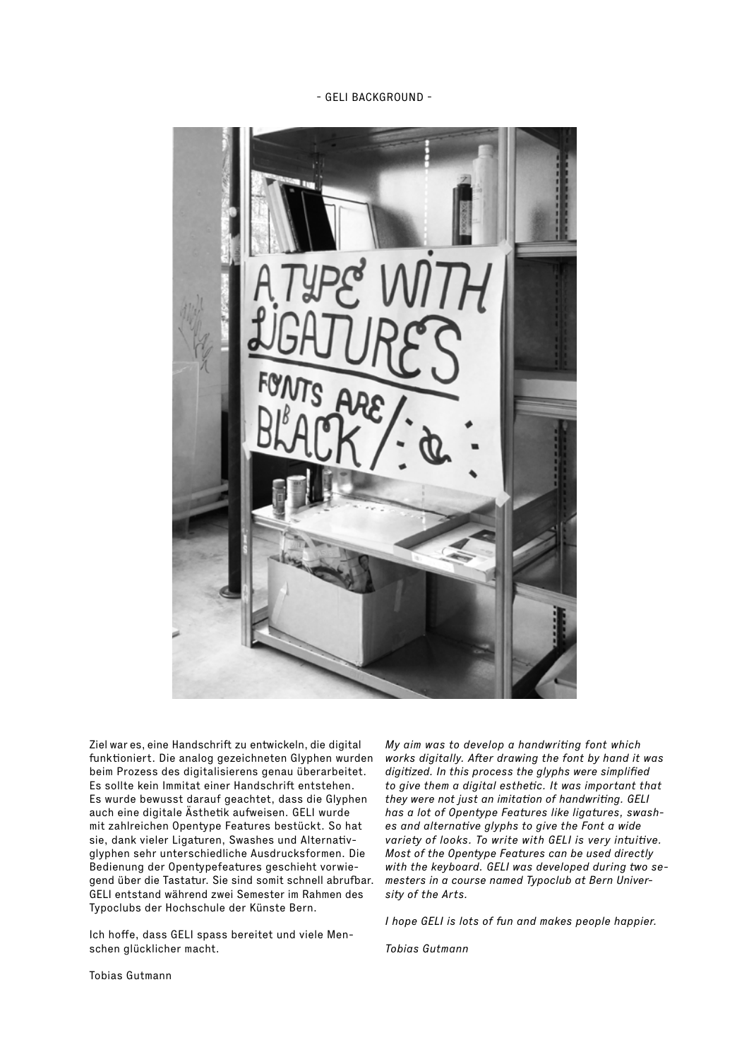- GELI BACKGROUND -

Ziel war es, eine Handschrift zu entwickeln, die digital funktioniert. Die analog gezeichneten Glyphen wurden beim Prozess des digitalisierens genau überarbeitet. Es sollte kein Immitat einer Handschrift entstehen. Es wurde bewusst darauf geachtet, dass die Glyphen auch eine digitale Ästhetik aufweisen. GELI wurde mit zahlreichen Opentype Features bestückt. So hat sie, dank vieler Ligaturen, Swashes und Alternativglyphen sehr unterschiedliche Ausdrucksformen. Die Bedienung der Opentypefeatures geschieht vorwiegend über die Tastatur. Sie sind somit schnell abrufbar. GELI entstand während zwei Semester im Rahmen des Typoclubs der Hochschule der Künste Bern.

Ich hoffe, dass GELI spass bereitet und viele Menschen glücklicher macht.

Tobias Gutmann

*My aim was to develop a handwriting font which works digitally. After drawing the font by hand it was digitized. In this process the glyphs were simplified to give them a digital esthetic. It was important that they were not just an imitation of handwriting. GELI has a lot of Opentype Features like ligatures, swashes and alternative glyphs to give the Font a wide variety of looks. To write with GELI is very intuitive. Most of the Opentype Features can be used directly with the keyboard. GELI was developed during two semesters in a course named Typoclub at Bern University of the Arts.*

*I hope GELI is lots of fun and makes people happier.*

*Tobias Gutmann*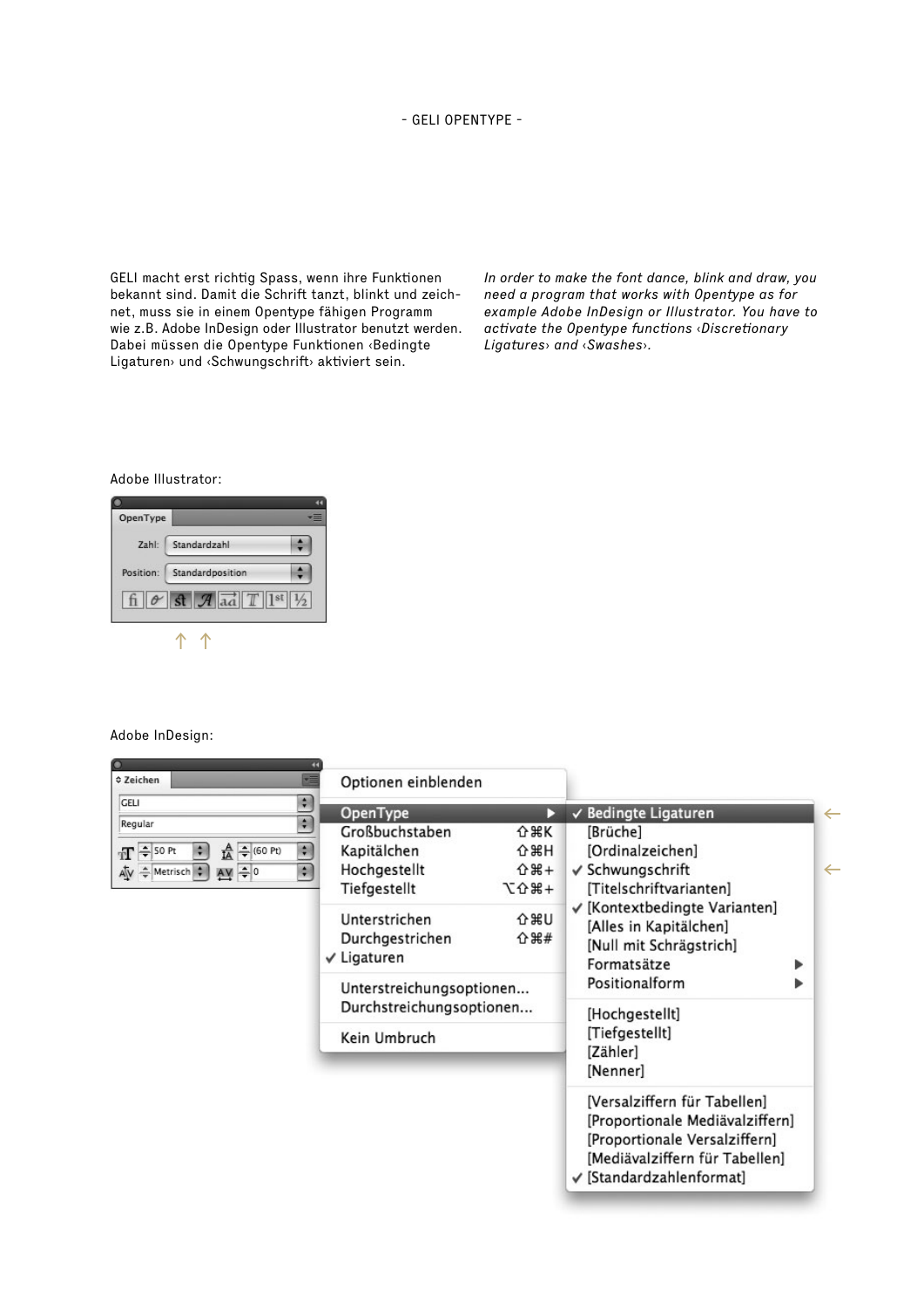- GELI OPENTYPE -

GELI macht erst richtig Spass, wenn ihre Funktionen bekannt sind. Damit die Schrift tanzt, blinkt und zeichnet, muss sie in einem Opentype fähigen Programm wie z.B. Adobe InDesign oder Illustrator benutzt werden. Dabei müssen die Opentype Funktionen ‹Bedingte Ligaturen› und ‹Schwungschrift› aktiviert sein.

*In order to make the font dance, blink and draw, you need a program that works with Opentype as for example Adobe InDesign or Illustrator. You have to activate the Opentype functions ‹Discretionary Ligatures› and ‹Swashes›.*

Adobe Illustrator:

Adobe InDesign: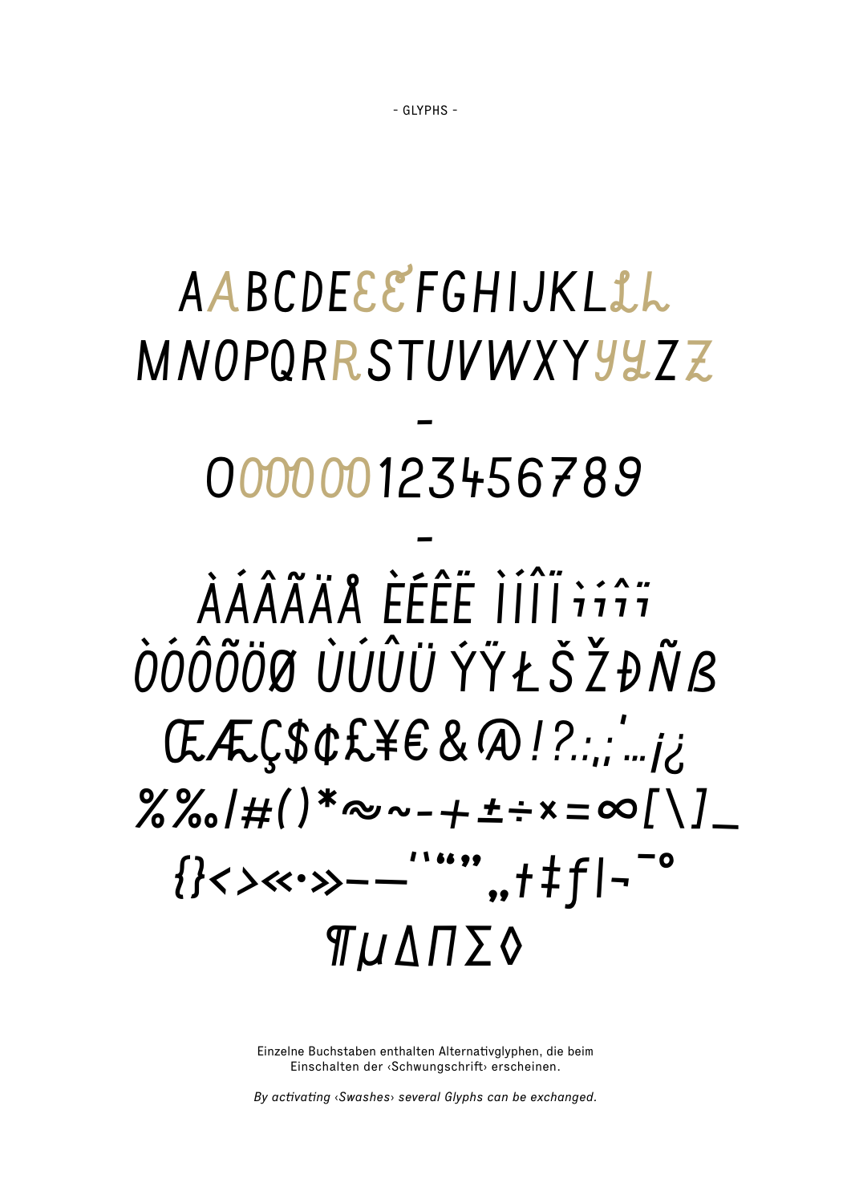- GLYPHS -

AABCDEƐƐFGHIJKLŁL
MNOPQRRSTUVWXYYYZZ

-

000000123456789

-

ÀÁÂÃÄÅ ÈÉÊË ÌÍÎÏìíîï
ÒÓÔÕÖØ ÙÚÛÜ ÝŸŁŠŽÐÑß
ŒÆÇ$¢£¥€&@!?.:,;'…¡¿
%‰/#()*≈~-+±÷×=∞[\]_
{}<>«·»–—''""„†‡ƒ|¬¯°
¶µΔΠΣ◊

Einzelne Buchstaben enthalten Alternativglyphen, die beim Einschalten der ‹Schwungschrift› erscheinen.

*By activating ‹Swashes› several Glyphs can be exchanged.*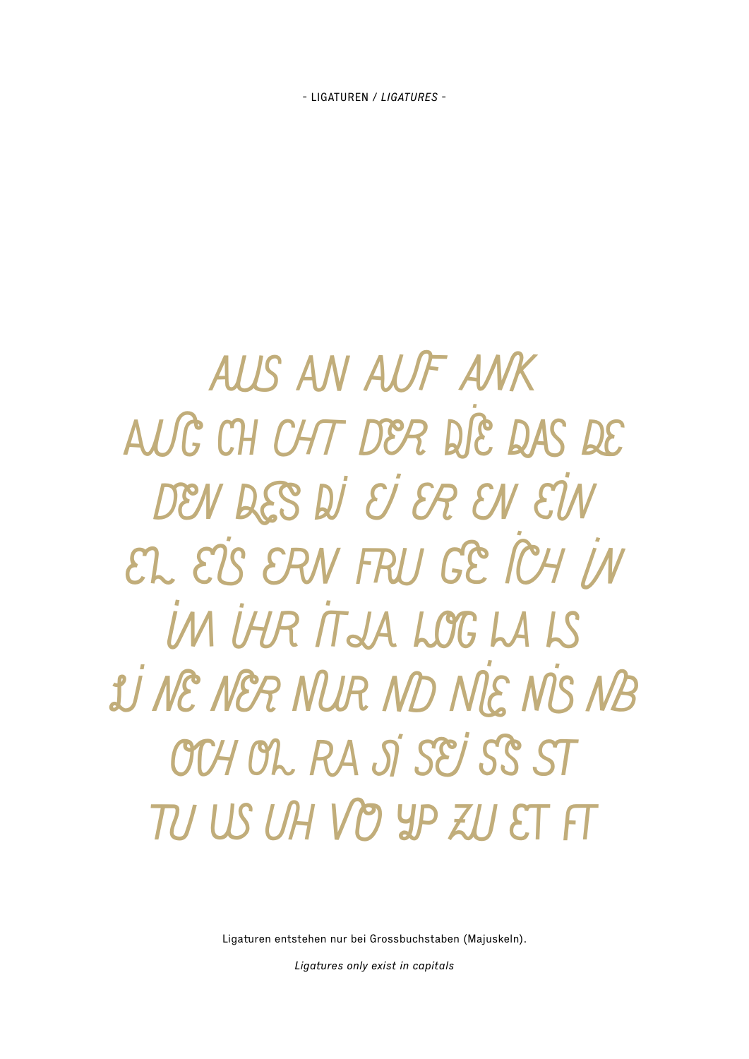- LIGATUREN / *LIGATURES* -

AUS AN AUF ANK
AUG CH CHT DER DIE DAS DE
DEN DES DI EI ER EN EIN
EL EIS ERN FRU GE ICH IN
IM IHR IT JA LOG LA LS
LI NE NER NUR ND NIE NIS NB
OCH OL RA SI SEI SS ST
TU US UH VO YP ZU ET FT

Ligaturen entstehen nur bei Grossbuchstaben (Majuskeln).

*Ligatures only exist in capitals*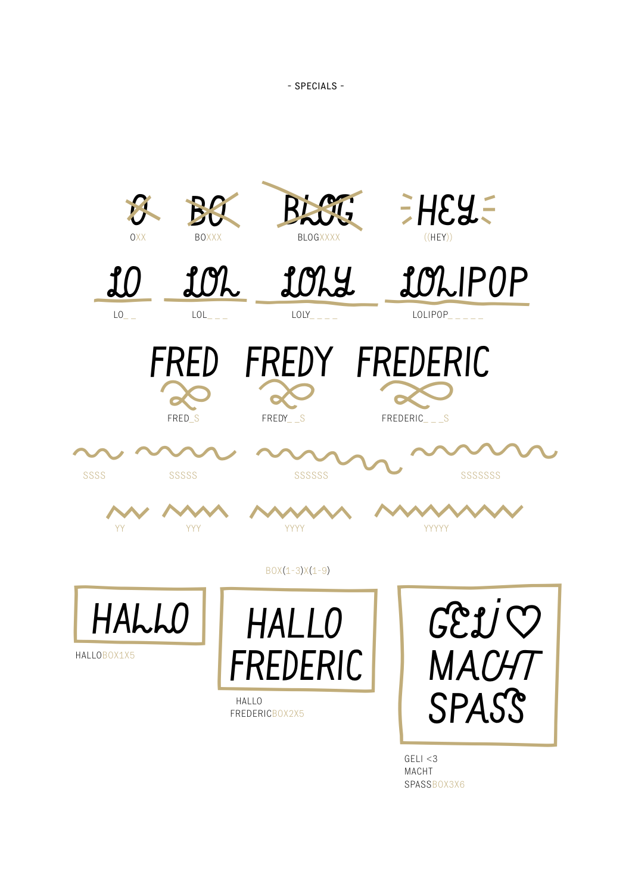- SPECIALS -

O | BO | BLOG | HEY

OXX | BOXXX | BLOGXXXX | ((HEY))

LO | LOL | LOLY | LOLIPOP

LO_ _ | LOL_ _ _ | LOLY_ _ _ _ | LOLIPOP_ _ _ _ _

FRED | FREDY | FREDERIC

FRED_S | FREDY_ _S | FREDERIC_ _ _S

SSSS | SSSSS | SSSSSS | SSSSSSS

YY | YYY | YYYY | YYYYY

BOX(1-3)X(1-9)

HALLO

HALLOBOX1X5

HALLO
FREDERIC

HALLO
FREDERICBOX2X5

GELI ♡
MACHT
SPASS

GELI <3
MACHT
SPASSBOX3X6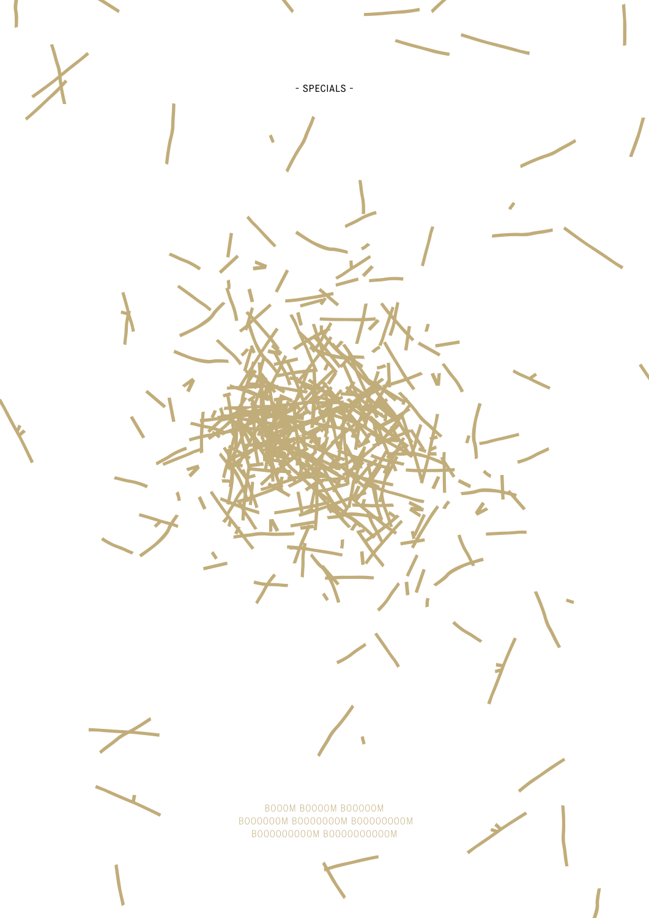- SPECIALS -

BOOOM BOOOOM BOOOOOM
BOOOOOOM BOOOOOOOM BOOOOOOOOM
BOOOOOOOOOM BOOOOOOOOOOM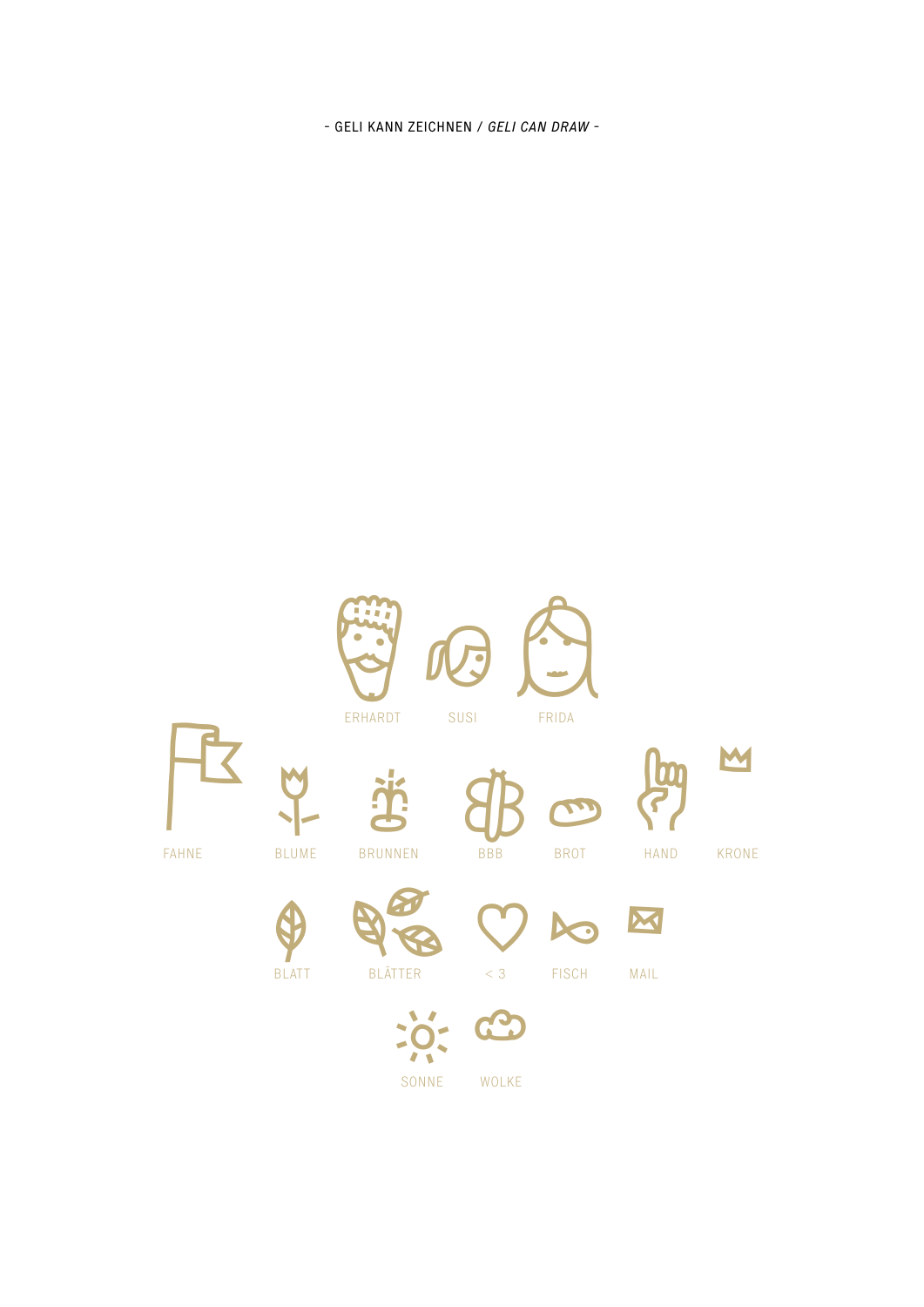- GELI KANN ZEICHNEN / *GELI CAN DRAW* -

ERHARDT SUSI FRIDA

FAHNE BLUME BRUNNEN BBB BROT HAND KRONE

BLATT BLÄTTER < 3 FISCH MAIL

SONNE WOLKE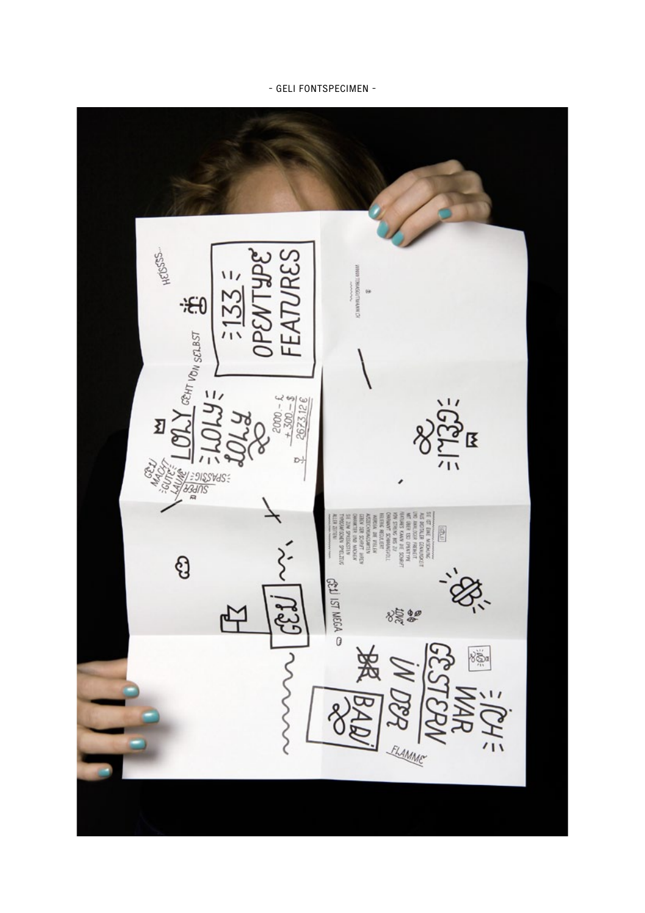- GELI FONTSPECIMEN -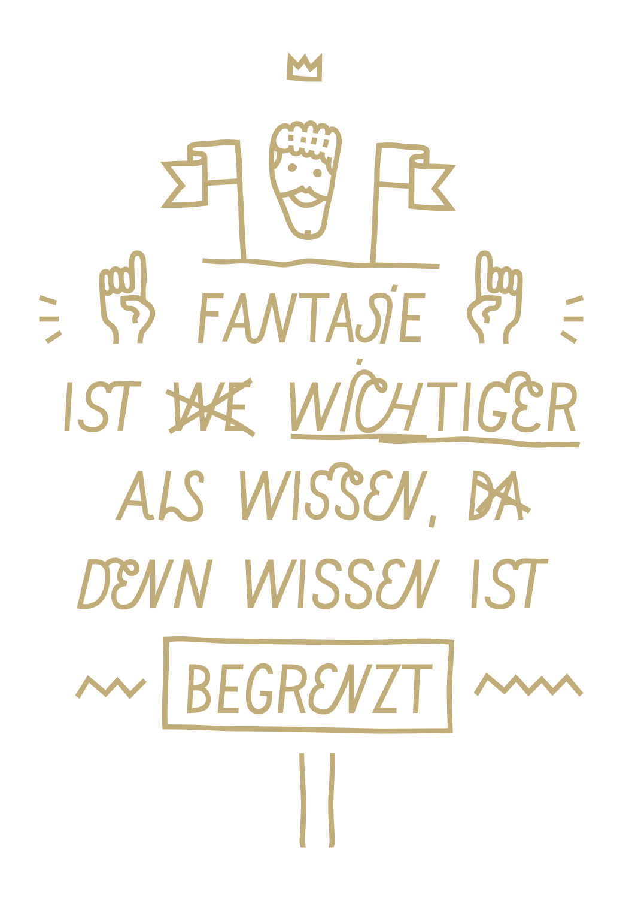FANTASIE

IST ~~WE~~ WICHTIGER

ALS WISSEN, ~~DA~~

DENN WISSEN IST

BEGRENZT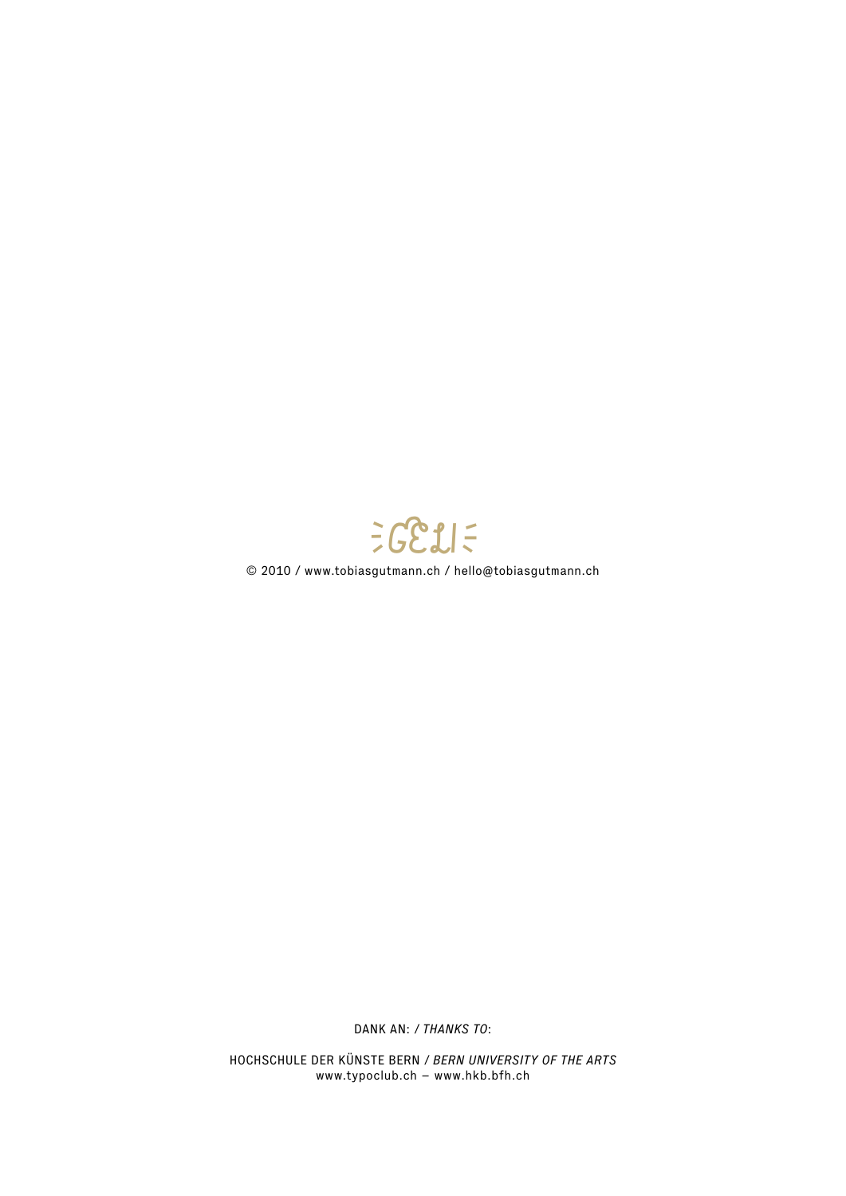GELI

© 2010 / www.tobiasgutmann.ch / hello@tobiasgutmann.ch

DANK AN: / *THANKS TO*:

HOCHSCHULE DER KÜNSTE BERN / *BERN UNIVERSITY OF THE ARTS*
www.typoclub.ch – www.hkb.bfh.ch